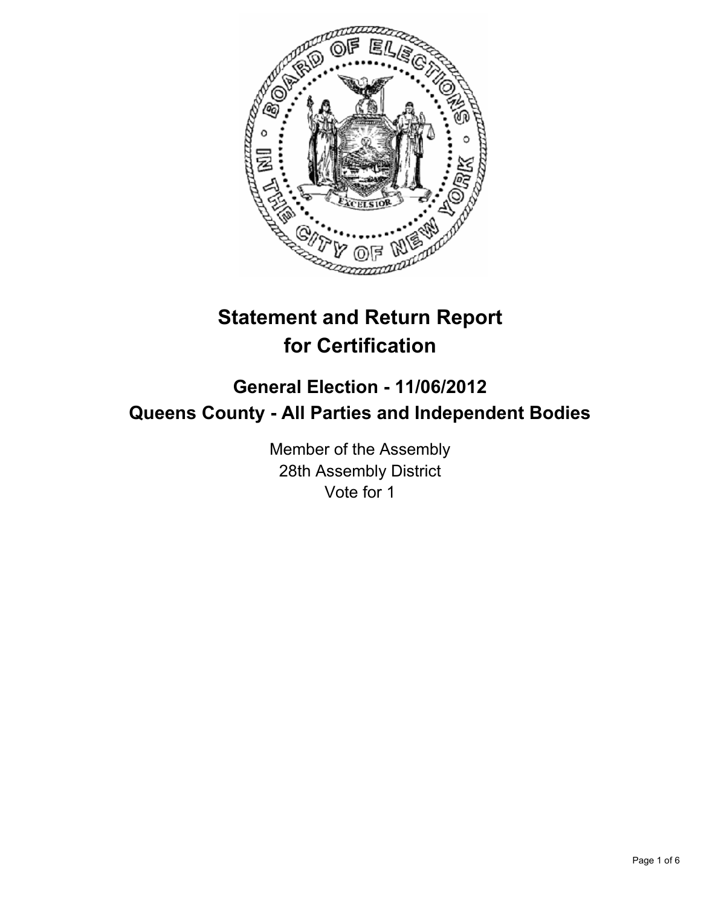# Statement and Return Report for Certification

## General Election - 11/06/2012
## Queens County - All Parties and Independent Bodies

Member of the Assembly
28th Assembly District
Vote for 1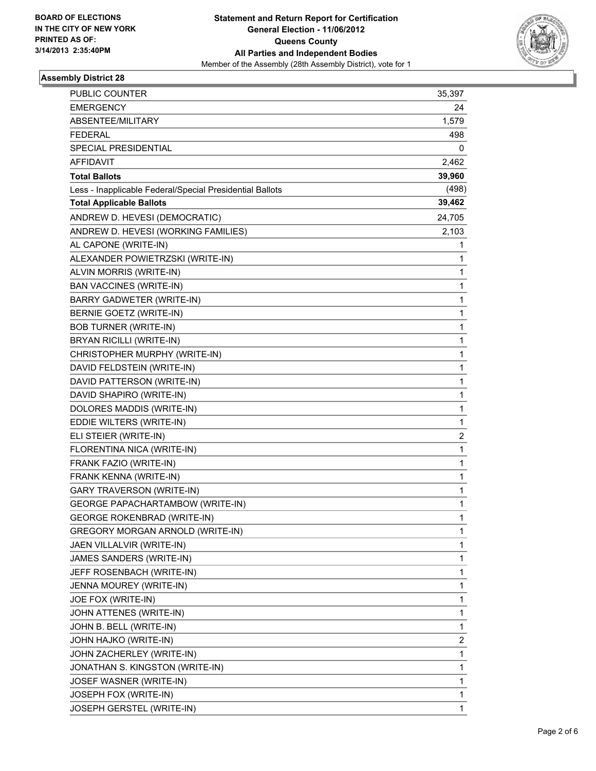**Statement and Return Report for Certification**
**General Election - 11/06/2012**
**Queens County**
**All Parties and Independent Bodies**
Member of the Assembly (28th Assembly District), vote for 1

BOARD OF ELECTIONS
IN THE CITY OF NEW YORK
PRINTED AS OF:
3/14/2013 2:35:40PM

## Assembly District 28

| | |
|---|---|
| PUBLIC COUNTER | 35,397 |
| EMERGENCY | 24 |
| ABSENTEE/MILITARY | 1,579 |
| FEDERAL | 498 |
| SPECIAL PRESIDENTIAL | 0 |
| AFFIDAVIT | 2,462 |
| **Total Ballots** | **39,960** |
| Less - Inapplicable Federal/Special Presidential Ballots | (498) |
| **Total Applicable Ballots** | **39,462** |
| ANDREW D. HEVESI (DEMOCRATIC) | 24,705 |
| ANDREW D. HEVESI (WORKING FAMILIES) | 2,103 |
| AL CAPONE (WRITE-IN) | 1 |
| ALEXANDER POWIETRZSKI (WRITE-IN) | 1 |
| ALVIN MORRIS (WRITE-IN) | 1 |
| BAN VACCINES (WRITE-IN) | 1 |
| BARRY GADWETER (WRITE-IN) | 1 |
| BERNIE GOETZ (WRITE-IN) | 1 |
| BOB TURNER (WRITE-IN) | 1 |
| BRYAN RICILLI (WRITE-IN) | 1 |
| CHRISTOPHER MURPHY (WRITE-IN) | 1 |
| DAVID FELDSTEIN (WRITE-IN) | 1 |
| DAVID PATTERSON (WRITE-IN) | 1 |
| DAVID SHAPIRO (WRITE-IN) | 1 |
| DOLORES MADDIS (WRITE-IN) | 1 |
| EDDIE WILTERS (WRITE-IN) | 1 |
| ELI STEIER (WRITE-IN) | 2 |
| FLORENTINA NICA (WRITE-IN) | 1 |
| FRANK FAZIO (WRITE-IN) | 1 |
| FRANK KENNA (WRITE-IN) | 1 |
| GARY TRAVERSON (WRITE-IN) | 1 |
| GEORGE PAPACHARTAMBOW (WRITE-IN) | 1 |
| GEORGE ROKENBRAD (WRITE-IN) | 1 |
| GREGORY MORGAN ARNOLD (WRITE-IN) | 1 |
| JAEN VILLALVIR (WRITE-IN) | 1 |
| JAMES SANDERS (WRITE-IN) | 1 |
| JEFF ROSENBACH (WRITE-IN) | 1 |
| JENNA MOUREY (WRITE-IN) | 1 |
| JOE FOX (WRITE-IN) | 1 |
| JOHN ATTENES (WRITE-IN) | 1 |
| JOHN B. BELL (WRITE-IN) | 1 |
| JOHN HAJKO (WRITE-IN) | 2 |
| JOHN ZACHERLEY (WRITE-IN) | 1 |
| JONATHAN S. KINGSTON (WRITE-IN) | 1 |
| JOSEF WASNER (WRITE-IN) | 1 |
| JOSEPH FOX (WRITE-IN) | 1 |
| JOSEPH GERSTEL (WRITE-IN) | 1 |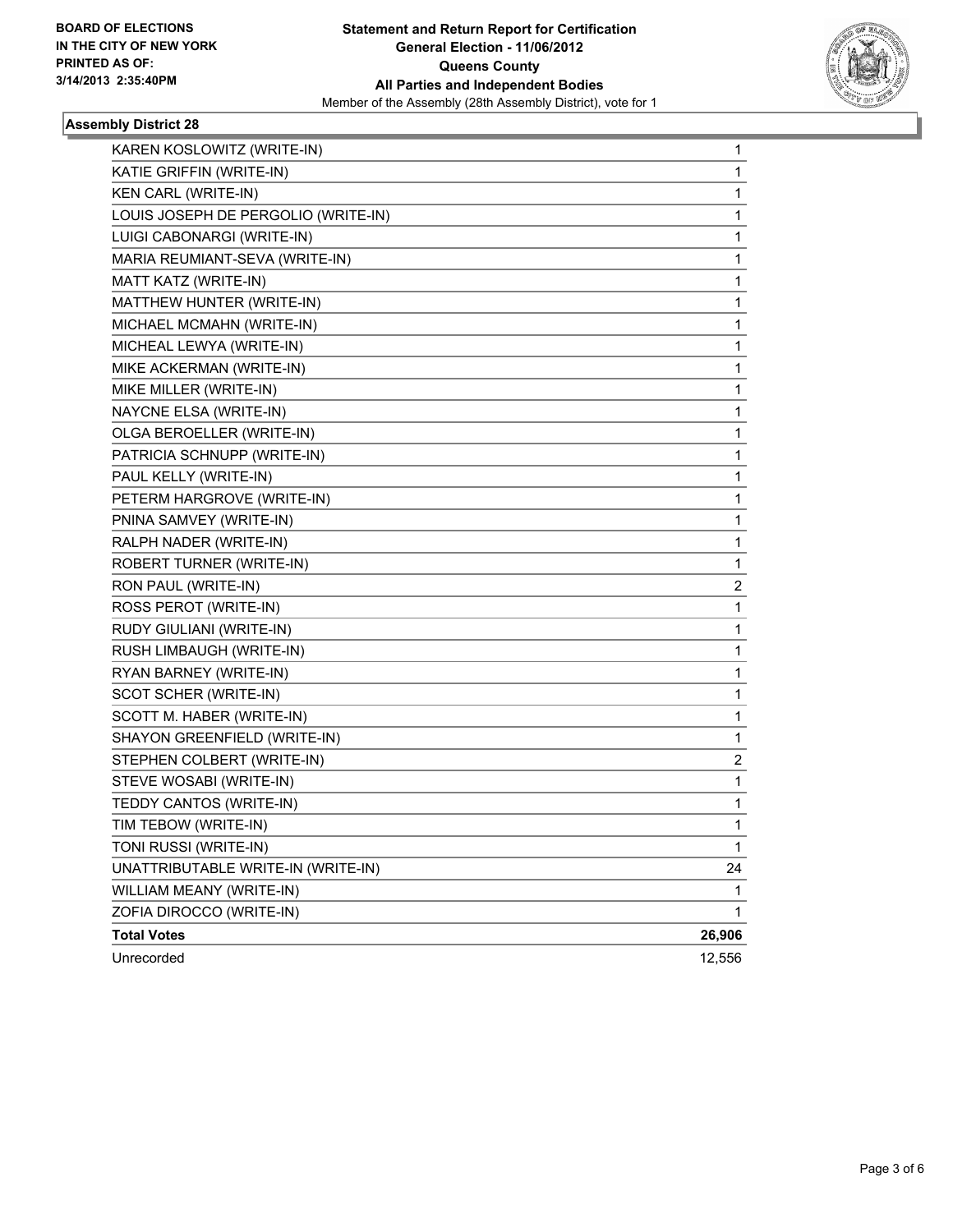**BOARD OF ELECTIONS IN THE CITY OF NEW YORK PRINTED AS OF: 3/14/2013 2:35:40PM**

**Statement and Return Report for Certification**
**General Election - 11/06/2012**
**Queens County**
**All Parties and Independent Bodies**
Member of the Assembly (28th Assembly District), vote for 1

### Assembly District 28

| | |
|---|---|
| KAREN KOSLOWITZ (WRITE-IN) | 1 |
| KATIE GRIFFIN (WRITE-IN) | 1 |
| KEN CARL (WRITE-IN) | 1 |
| LOUIS JOSEPH DE PERGOLIO (WRITE-IN) | 1 |
| LUIGI CABONARGI (WRITE-IN) | 1 |
| MARIA REUMIANT-SEVA (WRITE-IN) | 1 |
| MATT KATZ (WRITE-IN) | 1 |
| MATTHEW HUNTER (WRITE-IN) | 1 |
| MICHAEL MCMAHN (WRITE-IN) | 1 |
| MICHEAL LEWYA (WRITE-IN) | 1 |
| MIKE ACKERMAN (WRITE-IN) | 1 |
| MIKE MILLER (WRITE-IN) | 1 |
| NAYCNE ELSA (WRITE-IN) | 1 |
| OLGA BEROELLER (WRITE-IN) | 1 |
| PATRICIA SCHNUPP (WRITE-IN) | 1 |
| PAUL KELLY (WRITE-IN) | 1 |
| PETERM HARGROVE (WRITE-IN) | 1 |
| PNINA SAMVEY (WRITE-IN) | 1 |
| RALPH NADER (WRITE-IN) | 1 |
| ROBERT TURNER (WRITE-IN) | 1 |
| RON PAUL (WRITE-IN) | 2 |
| ROSS PEROT (WRITE-IN) | 1 |
| RUDY GIULIANI (WRITE-IN) | 1 |
| RUSH LIMBAUGH (WRITE-IN) | 1 |
| RYAN BARNEY (WRITE-IN) | 1 |
| SCOT SCHER (WRITE-IN) | 1 |
| SCOTT M. HABER (WRITE-IN) | 1 |
| SHAYON GREENFIELD (WRITE-IN) | 1 |
| STEPHEN COLBERT (WRITE-IN) | 2 |
| STEVE WOSABI (WRITE-IN) | 1 |
| TEDDY CANTOS (WRITE-IN) | 1 |
| TIM TEBOW (WRITE-IN) | 1 |
| TONI RUSSI (WRITE-IN) | 1 |
| UNATTRIBUTABLE WRITE-IN (WRITE-IN) | 24 |
| WILLIAM MEANY (WRITE-IN) | 1 |
| ZOFIA DIROCCO (WRITE-IN) | 1 |
| **Total Votes** | **26,906** |
| Unrecorded | 12,556 |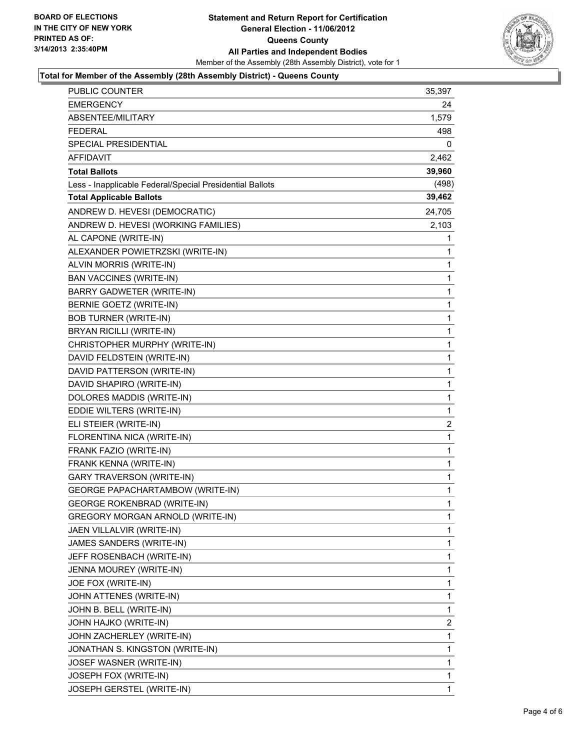BOARD OF ELECTIONS
IN THE CITY OF NEW YORK
PRINTED AS OF:
3/14/2013 2:35:40PM

# Statement and Return Report for Certification
## General Election - 11/06/2012
## Queens County
## All Parties and Independent Bodies

Member of the Assembly (28th Assembly District), vote for 1

### Total for Member of the Assembly (28th Assembly District) - Queens County

| | |
|---|---|
| PUBLIC COUNTER | 35,397 |
| EMERGENCY | 24 |
| ABSENTEE/MILITARY | 1,579 |
| FEDERAL | 498 |
| SPECIAL PRESIDENTIAL | 0 |
| AFFIDAVIT | 2,462 |
| **Total Ballots** | **39,960** |
| Less - Inapplicable Federal/Special Presidential Ballots | (498) |
| **Total Applicable Ballots** | **39,462** |
| ANDREW D. HEVESI (DEMOCRATIC) | 24,705 |
| ANDREW D. HEVESI (WORKING FAMILIES) | 2,103 |
| AL CAPONE (WRITE-IN) | 1 |
| ALEXANDER POWIETRZSKI (WRITE-IN) | 1 |
| ALVIN MORRIS (WRITE-IN) | 1 |
| BAN VACCINES (WRITE-IN) | 1 |
| BARRY GADWETER (WRITE-IN) | 1 |
| BERNIE GOETZ (WRITE-IN) | 1 |
| BOB TURNER (WRITE-IN) | 1 |
| BRYAN RICILLI (WRITE-IN) | 1 |
| CHRISTOPHER MURPHY (WRITE-IN) | 1 |
| DAVID FELDSTEIN (WRITE-IN) | 1 |
| DAVID PATTERSON (WRITE-IN) | 1 |
| DAVID SHAPIRO (WRITE-IN) | 1 |
| DOLORES MADDIS (WRITE-IN) | 1 |
| EDDIE WILTERS (WRITE-IN) | 1 |
| ELI STEIER (WRITE-IN) | 2 |
| FLORENTINA NICA (WRITE-IN) | 1 |
| FRANK FAZIO (WRITE-IN) | 1 |
| FRANK KENNA (WRITE-IN) | 1 |
| GARY TRAVERSON (WRITE-IN) | 1 |
| GEORGE PAPACHARTAMBOW (WRITE-IN) | 1 |
| GEORGE ROKENBRAD (WRITE-IN) | 1 |
| GREGORY MORGAN ARNOLD (WRITE-IN) | 1 |
| JAEN VILLALVIR (WRITE-IN) | 1 |
| JAMES SANDERS (WRITE-IN) | 1 |
| JEFF ROSENBACH (WRITE-IN) | 1 |
| JENNA MOUREY (WRITE-IN) | 1 |
| JOE FOX (WRITE-IN) | 1 |
| JOHN ATTENES (WRITE-IN) | 1 |
| JOHN B. BELL (WRITE-IN) | 1 |
| JOHN HAJKO (WRITE-IN) | 2 |
| JOHN ZACHERLEY (WRITE-IN) | 1 |
| JONATHAN S. KINGSTON (WRITE-IN) | 1 |
| JOSEF WASNER (WRITE-IN) | 1 |
| JOSEPH FOX (WRITE-IN) | 1 |
| JOSEPH GERSTEL (WRITE-IN) | 1 |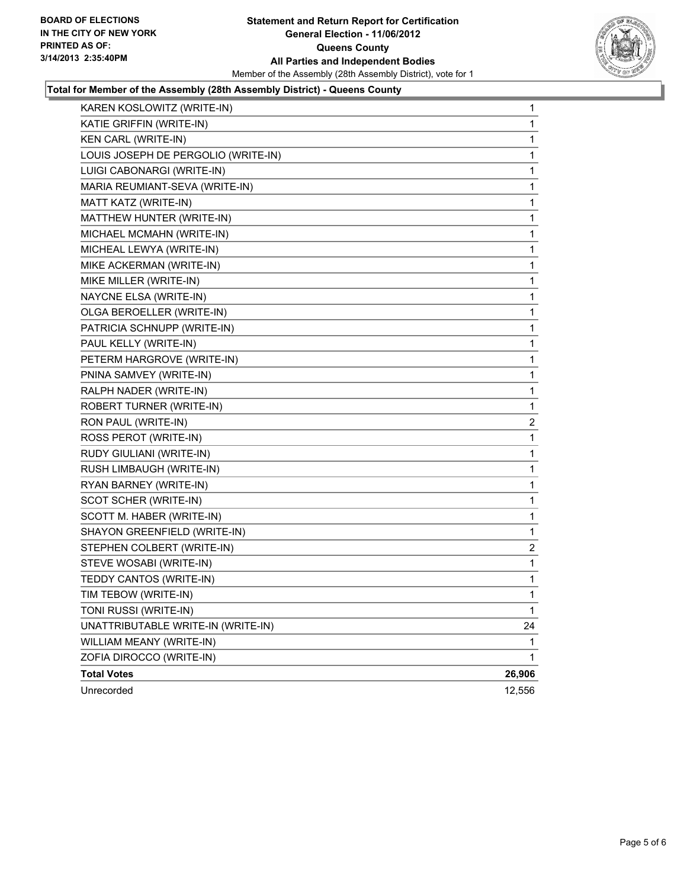**BOARD OF ELECTIONS IN THE CITY OF NEW YORK PRINTED AS OF: 3/14/2013 2:35:40PM**

**Statement and Return Report for Certification**
**General Election - 11/06/2012**
**Queens County**
**All Parties and Independent Bodies**
Member of the Assembly (28th Assembly District), vote for 1

**Total for Member of the Assembly (28th Assembly District) - Queens County**

| | |
|---|---|
| KAREN KOSLOWITZ (WRITE-IN) | 1 |
| KATIE GRIFFIN (WRITE-IN) | 1 |
| KEN CARL (WRITE-IN) | 1 |
| LOUIS JOSEPH DE PERGOLIO (WRITE-IN) | 1 |
| LUIGI CABONARGI (WRITE-IN) | 1 |
| MARIA REUMIANT-SEVA (WRITE-IN) | 1 |
| MATT KATZ (WRITE-IN) | 1 |
| MATTHEW HUNTER (WRITE-IN) | 1 |
| MICHAEL MCMAHN (WRITE-IN) | 1 |
| MICHEAL LEWYA (WRITE-IN) | 1 |
| MIKE ACKERMAN (WRITE-IN) | 1 |
| MIKE MILLER (WRITE-IN) | 1 |
| NAYCNE ELSA (WRITE-IN) | 1 |
| OLGA BEROELLER (WRITE-IN) | 1 |
| PATRICIA SCHNUPP (WRITE-IN) | 1 |
| PAUL KELLY (WRITE-IN) | 1 |
| PETERM HARGROVE (WRITE-IN) | 1 |
| PNINA SAMVEY (WRITE-IN) | 1 |
| RALPH NADER (WRITE-IN) | 1 |
| ROBERT TURNER (WRITE-IN) | 1 |
| RON PAUL (WRITE-IN) | 2 |
| ROSS PEROT (WRITE-IN) | 1 |
| RUDY GIULIANI (WRITE-IN) | 1 |
| RUSH LIMBAUGH (WRITE-IN) | 1 |
| RYAN BARNEY (WRITE-IN) | 1 |
| SCOT SCHER (WRITE-IN) | 1 |
| SCOTT M. HABER (WRITE-IN) | 1 |
| SHAYON GREENFIELD (WRITE-IN) | 1 |
| STEPHEN COLBERT (WRITE-IN) | 2 |
| STEVE WOSABI (WRITE-IN) | 1 |
| TEDDY CANTOS (WRITE-IN) | 1 |
| TIM TEBOW (WRITE-IN) | 1 |
| TONI RUSSI (WRITE-IN) | 1 |
| UNATTRIBUTABLE WRITE-IN (WRITE-IN) | 24 |
| WILLIAM MEANY (WRITE-IN) | 1 |
| ZOFIA DIROCCO (WRITE-IN) | 1 |
| **Total Votes** | **26,906** |
| Unrecorded | 12,556 |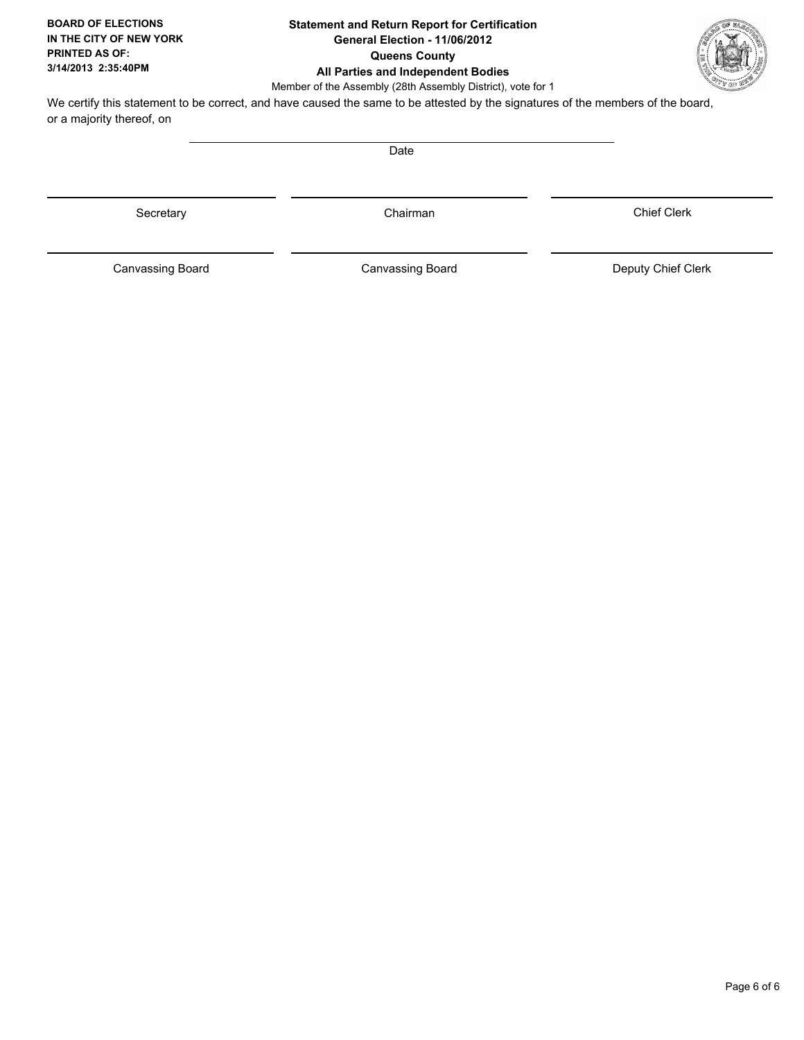**BOARD OF ELECTIONS IN THE CITY OF NEW YORK PRINTED AS OF: 3/14/2013 2:35:40PM**

**Statement and Return Report for Certification**
**General Election - 11/06/2012**
**Queens County**
**All Parties and Independent Bodies**
Member of the Assembly (28th Assembly District), vote for 1

We certify this statement to be correct, and have caused the same to be attested by the signatures of the members of the board, or a majority thereof, on

Date

| | | |
|---|---|---|
| Secretary | Chairman | Chief Clerk |
| Canvassing Board | Canvassing Board | Deputy Chief Clerk |